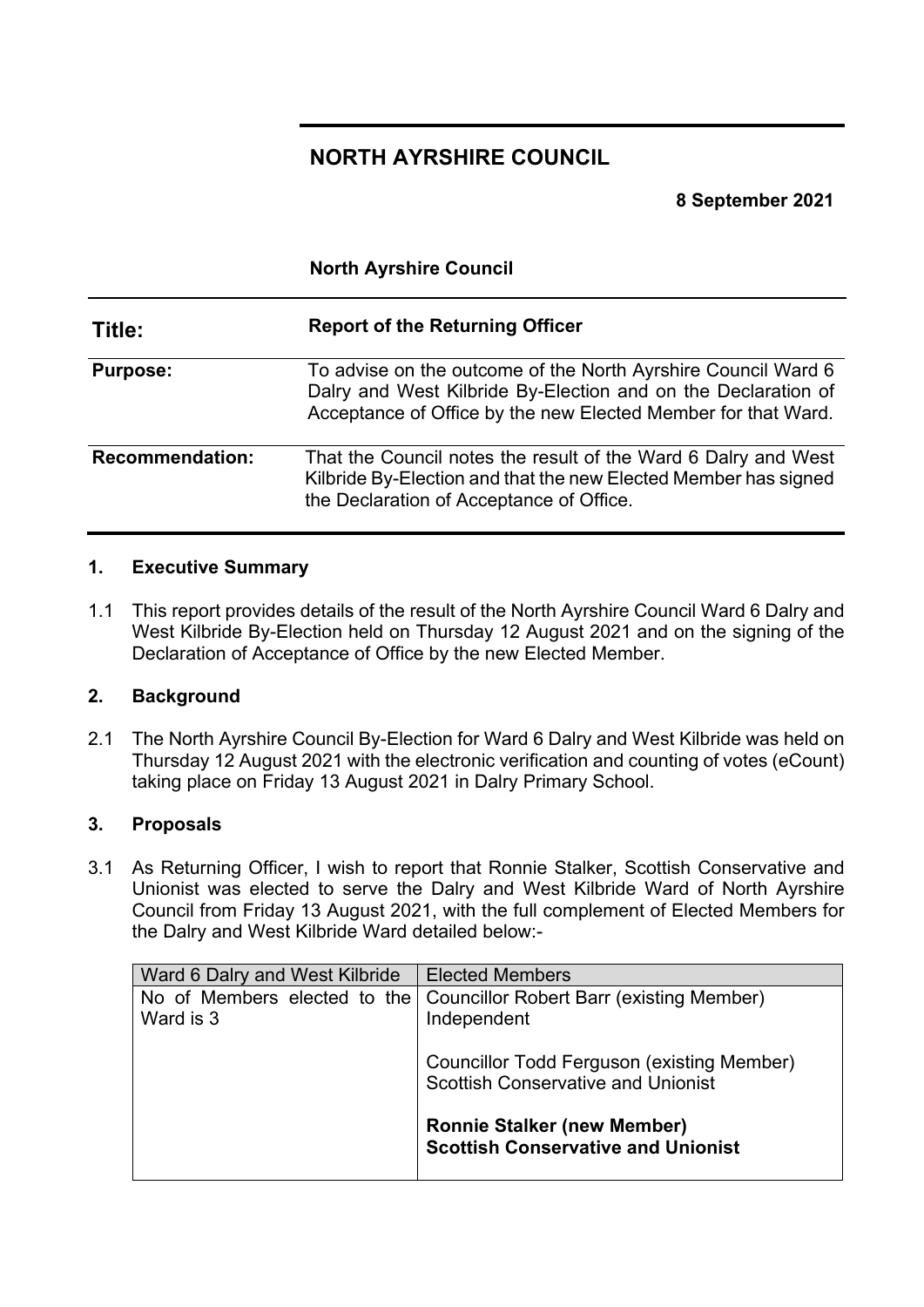# NORTH AYRSHIRE COUNCIL

**8 September 2021**

**North Ayrshire Council**

| | |
|---|---|
| **Title:** | **Report of the Returning Officer** |
| **Purpose:** | To advise on the outcome of the North Ayrshire Council Ward 6 Dalry and West Kilbride By-Election and on the Declaration of Acceptance of Office by the new Elected Member for that Ward. |
| **Recommendation:** | That the Council notes the result of the Ward 6 Dalry and West Kilbride By-Election and that the new Elected Member has signed the Declaration of Acceptance of Office. |

## 1. Executive Summary

1.1 This report provides details of the result of the North Ayrshire Council Ward 6 Dalry and West Kilbride By-Election held on Thursday 12 August 2021 and on the signing of the Declaration of Acceptance of Office by the new Elected Member.

## 2. Background

2.1 The North Ayrshire Council By-Election for Ward 6 Dalry and West Kilbride was held on Thursday 12 August 2021 with the electronic verification and counting of votes (eCount) taking place on Friday 13 August 2021 in Dalry Primary School.

## 3. Proposals

3.1 As Returning Officer, I wish to report that Ronnie Stalker, Scottish Conservative and Unionist was elected to serve the Dalry and West Kilbride Ward of North Ayrshire Council from Friday 13 August 2021, with the full complement of Elected Members for the Dalry and West Kilbride Ward detailed below:-

| Ward 6 Dalry and West Kilbride | Elected Members |
|---|---|
| No of Members elected to the Ward is 3 | Councillor Robert Barr (existing Member) Independent<br><br>Councillor Todd Ferguson (existing Member) Scottish Conservative and Unionist<br><br>**Ronnie Stalker (new Member) Scottish Conservative and Unionist** |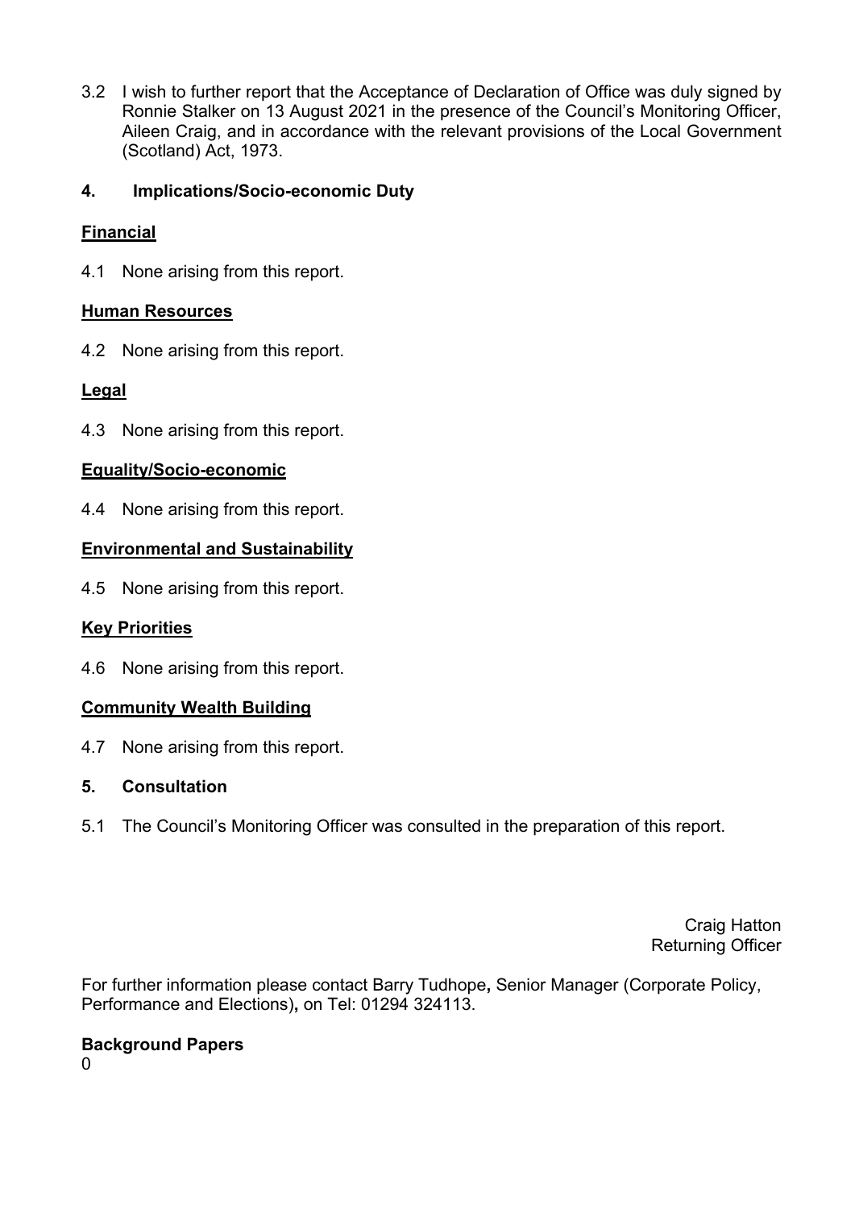3.2 I wish to further report that the Acceptance of Declaration of Office was duly signed by Ronnie Stalker on 13 August 2021 in the presence of the Council's Monitoring Officer, Aileen Craig, and in accordance with the relevant provisions of the Local Government (Scotland) Act, 1973.

## 4. Implications/Socio-economic Duty

**Financial**

4.1 None arising from this report.

**Human Resources**

4.2 None arising from this report.

**Legal**

4.3 None arising from this report.

**Equality/Socio-economic**

4.4 None arising from this report.

**Environmental and Sustainability**

4.5 None arising from this report.

**Key Priorities**

4.6 None arising from this report.

**Community Wealth Building**

4.7 None arising from this report.

## 5. Consultation

5.1 The Council's Monitoring Officer was consulted in the preparation of this report.

Craig Hatton
Returning Officer

For further information please contact Barry Tudhope**,** Senior Manager (Corporate Policy, Performance and Elections)**,** on Tel: 01294 324113.

**Background Papers**

0